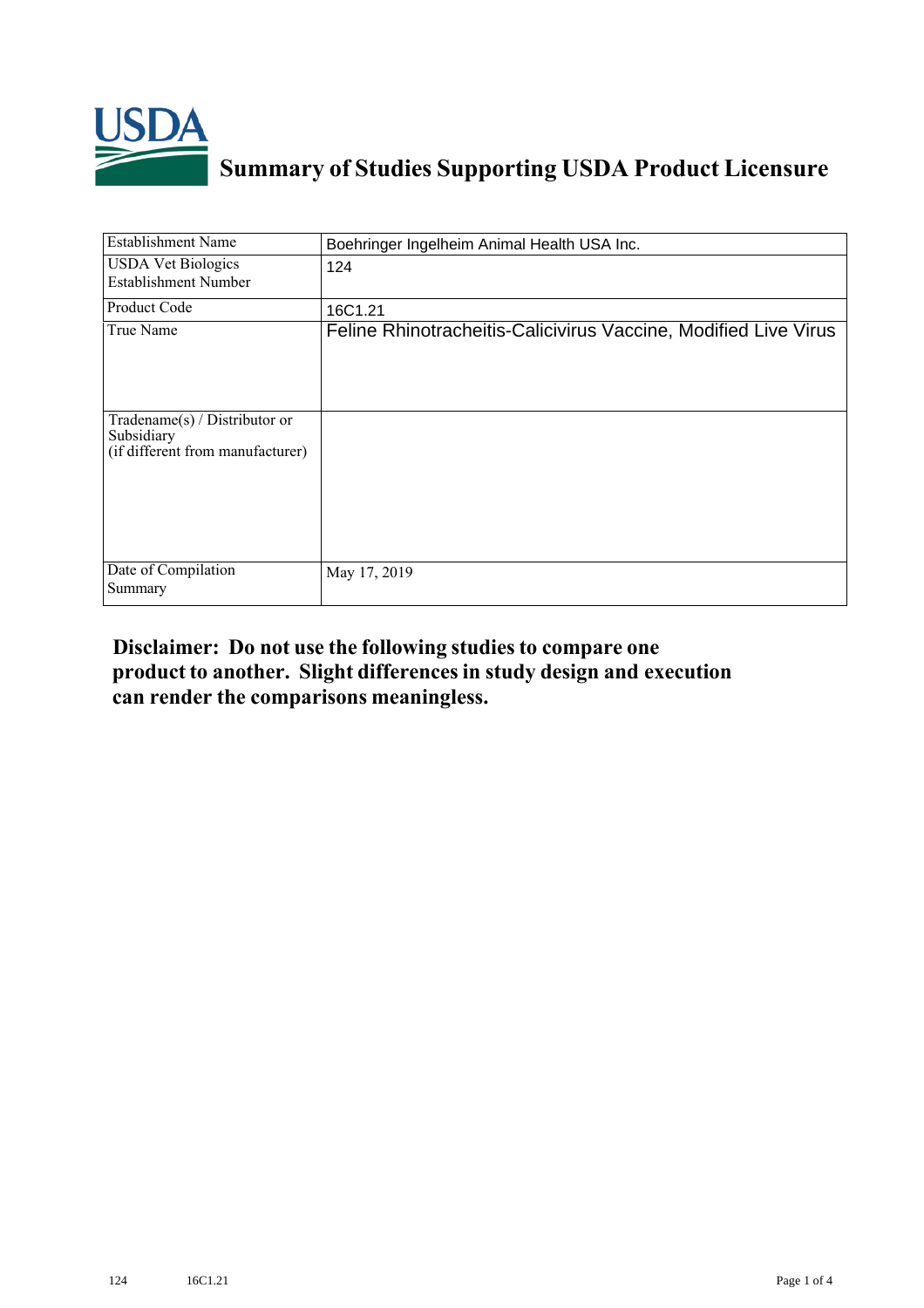# Summary of Studies Supporting USDA Product Licensure

| | |
|---|---|
| Establishment Name | Boehringer Ingelheim Animal Health USA Inc. |
| USDA Vet Biologics Establishment Number | 124 |
| Product Code | 16C1.21 |
| True Name | Feline Rhinotracheitis-Calicivirus Vaccine, Modified Live Virus |
| Tradename(s) / Distributor or Subsidiary (if different from manufacturer) | |
| Date of Compilation Summary | May 17, 2019 |

**Disclaimer: Do not use the following studies to compare one product to another. Slight differences in study design and execution can render the comparisons meaningless.**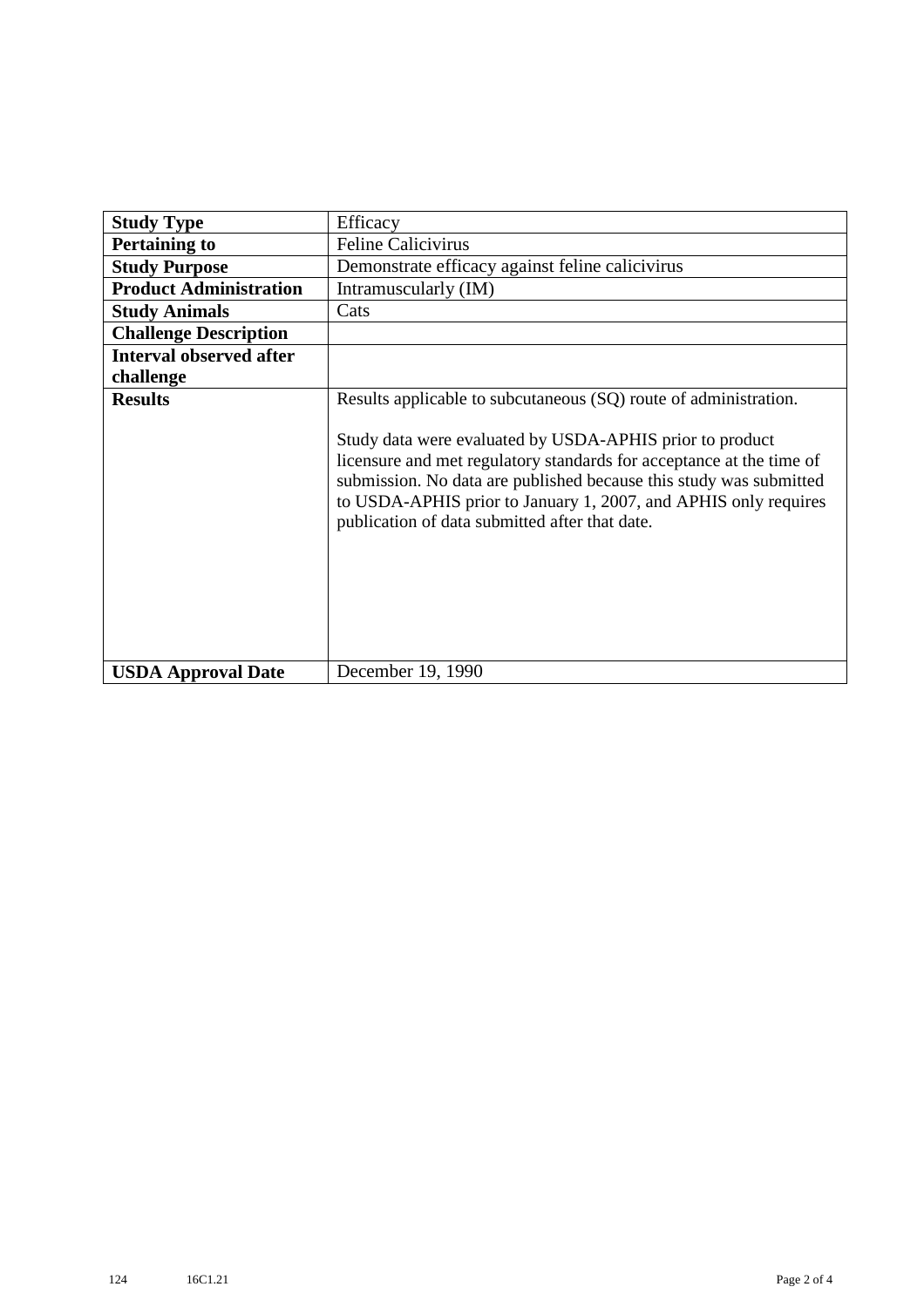| Study Type | Efficacy |
|---|---|
| **Pertaining to** | Feline Calicivirus |
| **Study Purpose** | Demonstrate efficacy against feline calicivirus |
| **Product Administration** | Intramuscularly (IM) |
| **Study Animals** | Cats |
| **Challenge Description** | |
| **Interval observed after challenge** | |
| **Results** | Results applicable to subcutaneous (SQ) route of administration.<br><br>Study data were evaluated by USDA-APHIS prior to product licensure and met regulatory standards for acceptance at the time of submission. No data are published because this study was submitted to USDA-APHIS prior to January 1, 2007, and APHIS only requires publication of data submitted after that date. |
| **USDA Approval Date** | December 19, 1990 |

124 16C1.21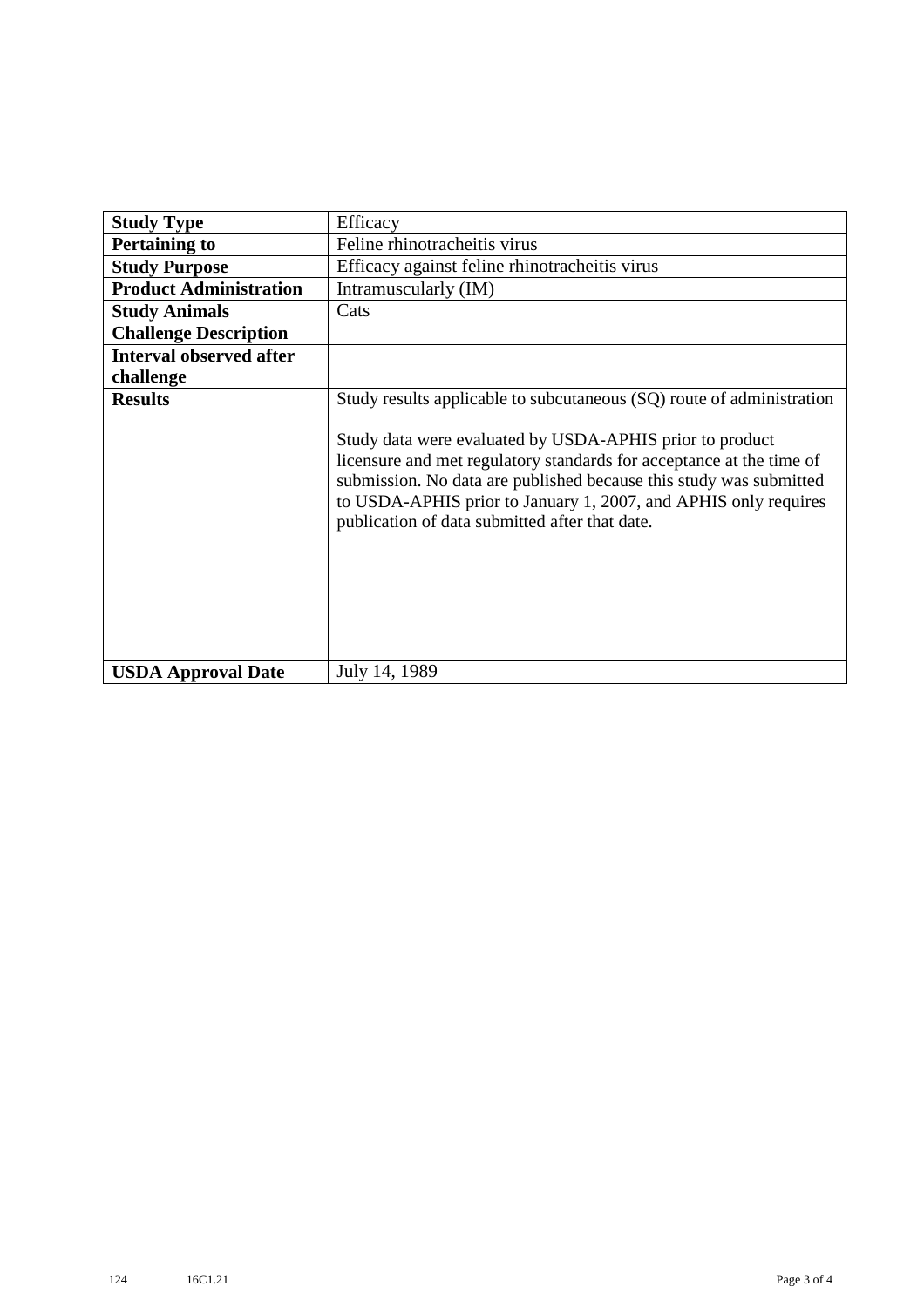| **Study Type** | Efficacy |
|---|---|
| **Pertaining to** | Feline rhinotracheitis virus |
| **Study Purpose** | Efficacy against feline rhinotracheitis virus |
| **Product Administration** | Intramuscularly (IM) |
| **Study Animals** | Cats |
| **Challenge Description** | |
| **Interval observed after challenge** | |
| **Results** | Study results applicable to subcutaneous (SQ) route of administration<br><br>Study data were evaluated by USDA-APHIS prior to product licensure and met regulatory standards for acceptance at the time of submission. No data are published because this study was submitted to USDA-APHIS prior to January 1, 2007, and APHIS only requires publication of data submitted after that date. |
| **USDA Approval Date** | July 14, 1989 |

124 16C1.21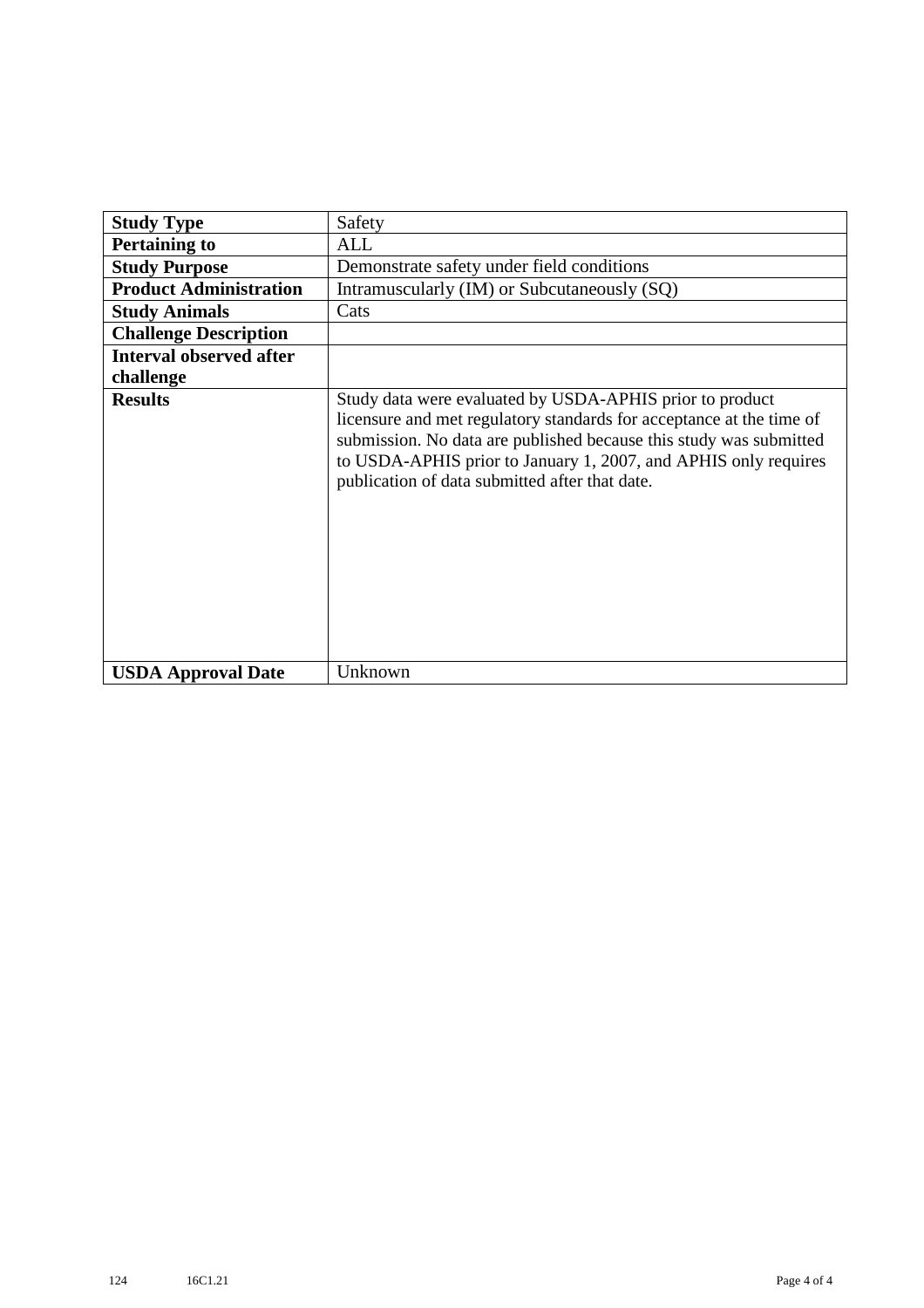| | |
|---|---|
| **Study Type** | Safety |
| **Pertaining to** | ALL |
| **Study Purpose** | Demonstrate safety under field conditions |
| **Product Administration** | Intramuscularly (IM) or Subcutaneously (SQ) |
| **Study Animals** | Cats |
| **Challenge Description** | |
| **Interval observed after challenge** | |
| **Results** | Study data were evaluated by USDA-APHIS prior to product licensure and met regulatory standards for acceptance at the time of submission. No data are published because this study was submitted to USDA-APHIS prior to January 1, 2007, and APHIS only requires publication of data submitted after that date. |
| **USDA Approval Date** | Unknown |